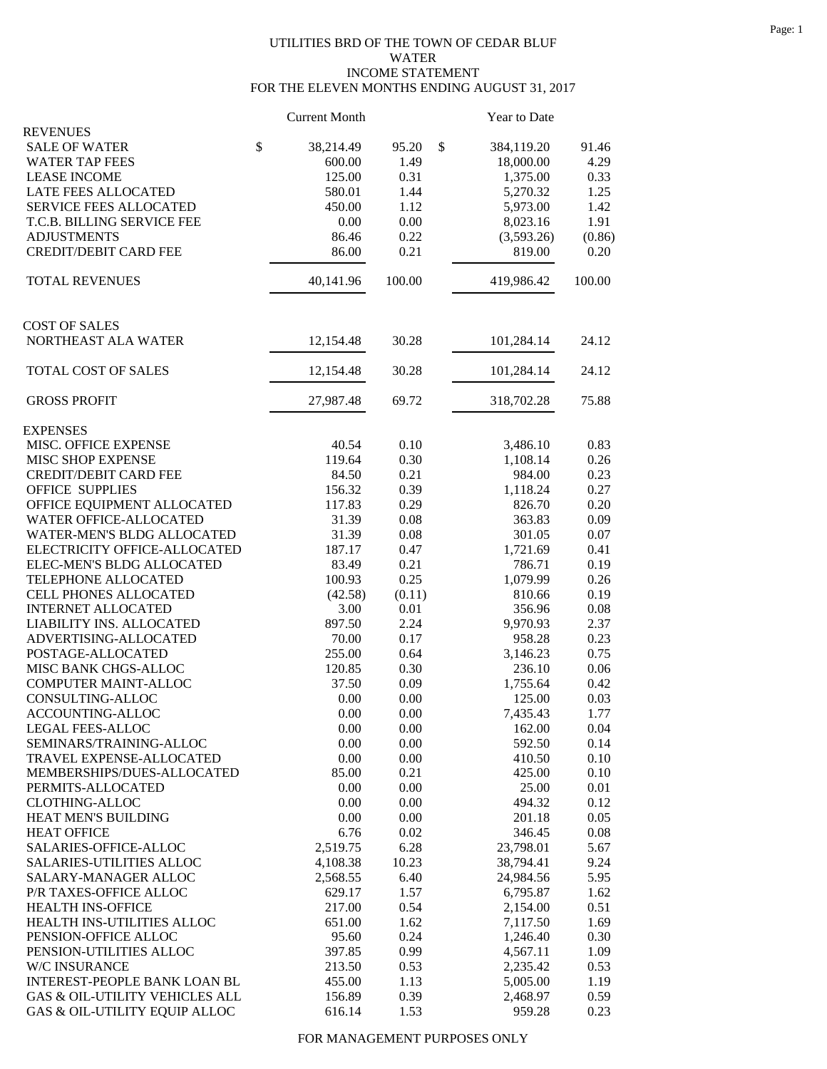UTILITIES BRD OF THE TOWN OF CEDAR BLUF
WATER
INCOME STATEMENT
FOR THE ELEVEN MONTHS ENDING AUGUST 31, 2017

| | Current Month | | Year to Date | |
|---|---|---|---|---|
| **REVENUES** | | | | |
| SALE OF WATER | $ 38,214.49 | 95.20 | $ 384,119.20 | 91.46 |
| WATER TAP FEES | 600.00 | 1.49 | 18,000.00 | 4.29 |
| LEASE INCOME | 125.00 | 0.31 | 1,375.00 | 0.33 |
| LATE FEES ALLOCATED | 580.01 | 1.44 | 5,270.32 | 1.25 |
| SERVICE FEES ALLOCATED | 450.00 | 1.12 | 5,973.00 | 1.42 |
| T.C.B. BILLING SERVICE FEE | 0.00 | 0.00 | 8,023.16 | 1.91 |
| ADJUSTMENTS | 86.46 | 0.22 | (3,593.26) | (0.86) |
| CREDIT/DEBIT CARD FEE | 86.00 | 0.21 | 819.00 | 0.20 |
| TOTAL REVENUES | 40,141.96 | 100.00 | 419,986.42 | 100.00 |
| **COST OF SALES** | | | | |
| NORTHEAST ALA WATER | 12,154.48 | 30.28 | 101,284.14 | 24.12 |
| TOTAL COST OF SALES | 12,154.48 | 30.28 | 101,284.14 | 24.12 |
| GROSS PROFIT | 27,987.48 | 69.72 | 318,702.28 | 75.88 |
| **EXPENSES** | | | | |
| MISC. OFFICE EXPENSE | 40.54 | 0.10 | 3,486.10 | 0.83 |
| MISC SHOP EXPENSE | 119.64 | 0.30 | 1,108.14 | 0.26 |
| CREDIT/DEBIT CARD FEE | 84.50 | 0.21 | 984.00 | 0.23 |
| OFFICE SUPPLIES | 156.32 | 0.39 | 1,118.24 | 0.27 |
| OFFICE EQUIPMENT ALLOCATED | 117.83 | 0.29 | 826.70 | 0.20 |
| WATER OFFICE-ALLOCATED | 31.39 | 0.08 | 363.83 | 0.09 |
| WATER-MEN'S BLDG ALLOCATED | 31.39 | 0.08 | 301.05 | 0.07 |
| ELECTRICITY OFFICE-ALLOCATED | 187.17 | 0.47 | 1,721.69 | 0.41 |
| ELEC-MEN'S BLDG ALLOCATED | 83.49 | 0.21 | 786.71 | 0.19 |
| TELEPHONE ALLOCATED | 100.93 | 0.25 | 1,079.99 | 0.26 |
| CELL PHONES ALLOCATED | (42.58) | (0.11) | 810.66 | 0.19 |
| INTERNET ALLOCATED | 3.00 | 0.01 | 356.96 | 0.08 |
| LIABILITY INS. ALLOCATED | 897.50 | 2.24 | 9,970.93 | 2.37 |
| ADVERTISING-ALLOCATED | 70.00 | 0.17 | 958.28 | 0.23 |
| POSTAGE-ALLOCATED | 255.00 | 0.64 | 3,146.23 | 0.75 |
| MISC BANK CHGS-ALLOC | 120.85 | 0.30 | 236.10 | 0.06 |
| COMPUTER MAINT-ALLOC | 37.50 | 0.09 | 1,755.64 | 0.42 |
| CONSULTING-ALLOC | 0.00 | 0.00 | 125.00 | 0.03 |
| ACCOUNTING-ALLOC | 0.00 | 0.00 | 7,435.43 | 1.77 |
| LEGAL FEES-ALLOC | 0.00 | 0.00 | 162.00 | 0.04 |
| SEMINARS/TRAINING-ALLOC | 0.00 | 0.00 | 592.50 | 0.14 |
| TRAVEL EXPENSE-ALLOCATED | 0.00 | 0.00 | 410.50 | 0.10 |
| MEMBERSHIPS/DUES-ALLOCATED | 85.00 | 0.21 | 425.00 | 0.10 |
| PERMITS-ALLOCATED | 0.00 | 0.00 | 25.00 | 0.01 |
| CLOTHING-ALLOC | 0.00 | 0.00 | 494.32 | 0.12 |
| HEAT MEN'S BUILDING | 0.00 | 0.00 | 201.18 | 0.05 |
| HEAT OFFICE | 6.76 | 0.02 | 346.45 | 0.08 |
| SALARIES-OFFICE-ALLOC | 2,519.75 | 6.28 | 23,798.01 | 5.67 |
| SALARIES-UTILITIES ALLOC | 4,108.38 | 10.23 | 38,794.41 | 9.24 |
| SALARY-MANAGER ALLOC | 2,568.55 | 6.40 | 24,984.56 | 5.95 |
| P/R TAXES-OFFICE ALLOC | 629.17 | 1.57 | 6,795.87 | 1.62 |
| HEALTH INS-OFFICE | 217.00 | 0.54 | 2,154.00 | 0.51 |
| HEALTH INS-UTILITIES ALLOC | 651.00 | 1.62 | 7,117.50 | 1.69 |
| PENSION-OFFICE ALLOC | 95.60 | 0.24 | 1,246.40 | 0.30 |
| PENSION-UTILITIES ALLOC | 397.85 | 0.99 | 4,567.11 | 1.09 |
| W/C INSURANCE | 213.50 | 0.53 | 2,235.42 | 0.53 |
| INTEREST-PEOPLE BANK LOAN BL | 455.00 | 1.13 | 5,005.00 | 1.19 |
| GAS & OIL-UTILITY VEHICLES ALL | 156.89 | 0.39 | 2,468.97 | 0.59 |
| GAS & OIL-UTILITY EQUIP ALLOC | 616.14 | 1.53 | 959.28 | 0.23 |

FOR MANAGEMENT PURPOSES ONLY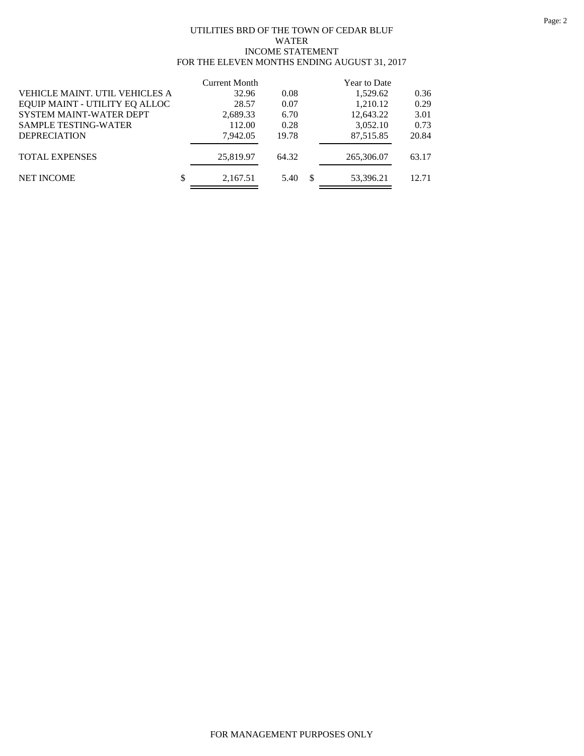UTILITIES BRD OF THE TOWN OF CEDAR BLUF
WATER
INCOME STATEMENT
FOR THE ELEVEN MONTHS ENDING AUGUST 31, 2017

| | Current Month | | Year to Date | |
|---|---|---|---|---|
| VEHICLE MAINT. UTIL VEHICLES A | 32.96 | 0.08 | 1,529.62 | 0.36 |
| EQUIP MAINT - UTILITY EQ ALLOC | 28.57 | 0.07 | 1,210.12 | 0.29 |
| SYSTEM MAINT-WATER DEPT | 2,689.33 | 6.70 | 12,643.22 | 3.01 |
| SAMPLE TESTING-WATER | 112.00 | 0.28 | 3,052.10 | 0.73 |
| DEPRECIATION | 7,942.05 | 19.78 | 87,515.85 | 20.84 |
| TOTAL EXPENSES | 25,819.97 | 64.32 | 265,306.07 | 63.17 |
| NET INCOME | $ 2,167.51 | 5.40 | $ 53,396.21 | 12.71 |

FOR MANAGEMENT PURPOSES ONLY